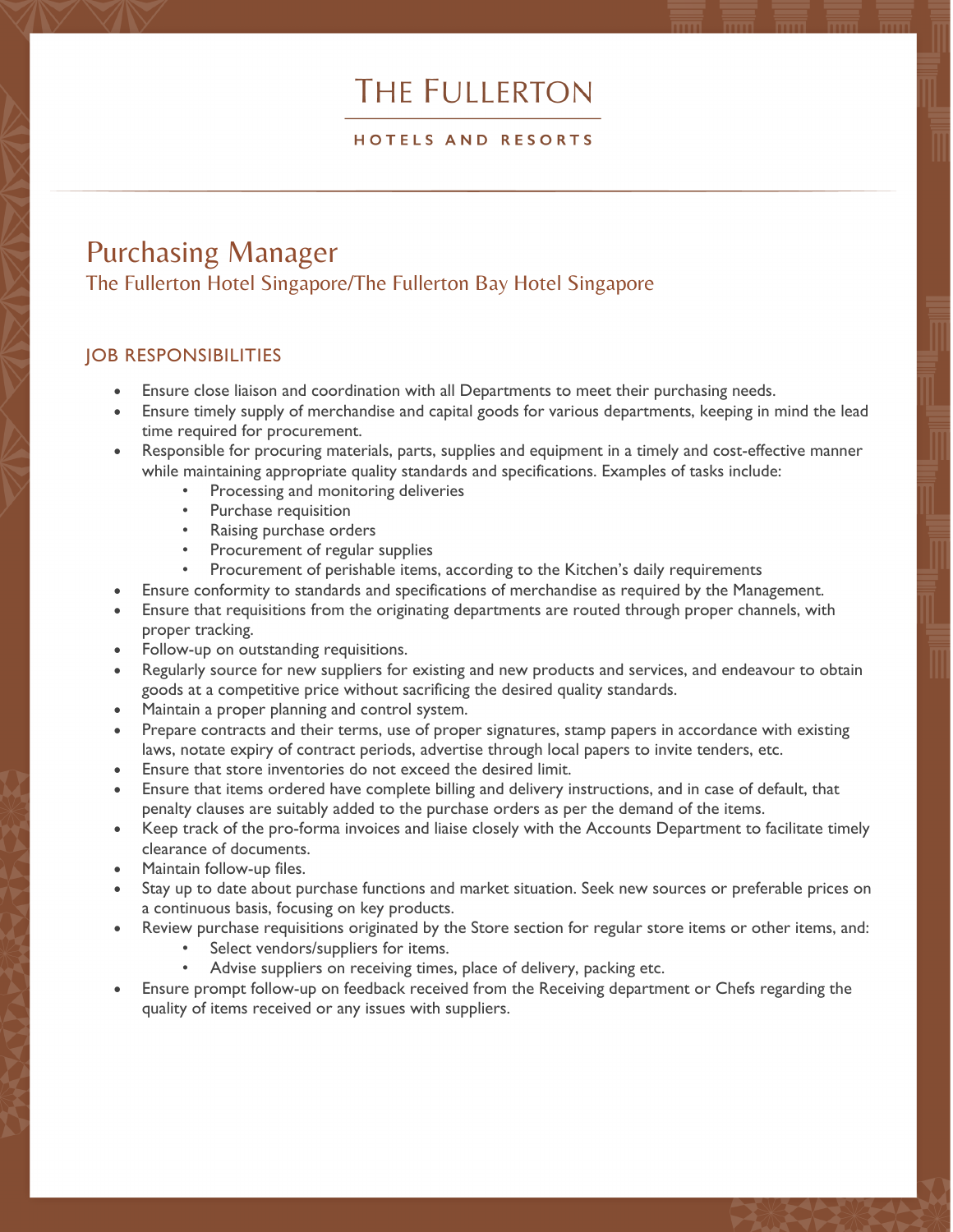THE FULLERTON

HOTELS AND RESORTS

# Purchasing Manager

## The Fullerton Hotel Singapore/The Fullerton Bay Hotel Singapore

### JOB RESPONSIBILITIES

- Ensure close liaison and coordination with all Departments to meet their purchasing needs.
- Ensure timely supply of merchandise and capital goods for various departments, keeping in mind the lead time required for procurement.
- Responsible for procuring materials, parts, supplies and equipment in a timely and cost-effective manner while maintaining appropriate quality standards and specifications. Examples of tasks include:
    - Processing and monitoring deliveries
    - Purchase requisition
    - Raising purchase orders
    - Procurement of regular supplies
    - Procurement of perishable items, according to the Kitchen's daily requirements
- Ensure conformity to standards and specifications of merchandise as required by the Management.
- Ensure that requisitions from the originating departments are routed through proper channels, with proper tracking.
- Follow-up on outstanding requisitions.
- Regularly source for new suppliers for existing and new products and services, and endeavour to obtain goods at a competitive price without sacrificing the desired quality standards.
- Maintain a proper planning and control system.
- Prepare contracts and their terms, use of proper signatures, stamp papers in accordance with existing laws, notate expiry of contract periods, advertise through local papers to invite tenders, etc.
- Ensure that store inventories do not exceed the desired limit.
- Ensure that items ordered have complete billing and delivery instructions, and in case of default, that penalty clauses are suitably added to the purchase orders as per the demand of the items.
- Keep track of the pro-forma invoices and liaise closely with the Accounts Department to facilitate timely clearance of documents.
- Maintain follow-up files.
- Stay up to date about purchase functions and market situation. Seek new sources or preferable prices on a continuous basis, focusing on key products.
- Review purchase requisitions originated by the Store section for regular store items or other items, and:
    - Select vendors/suppliers for items.
    - Advise suppliers on receiving times, place of delivery, packing etc.
- Ensure prompt follow-up on feedback received from the Receiving department or Chefs regarding the quality of items received or any issues with suppliers.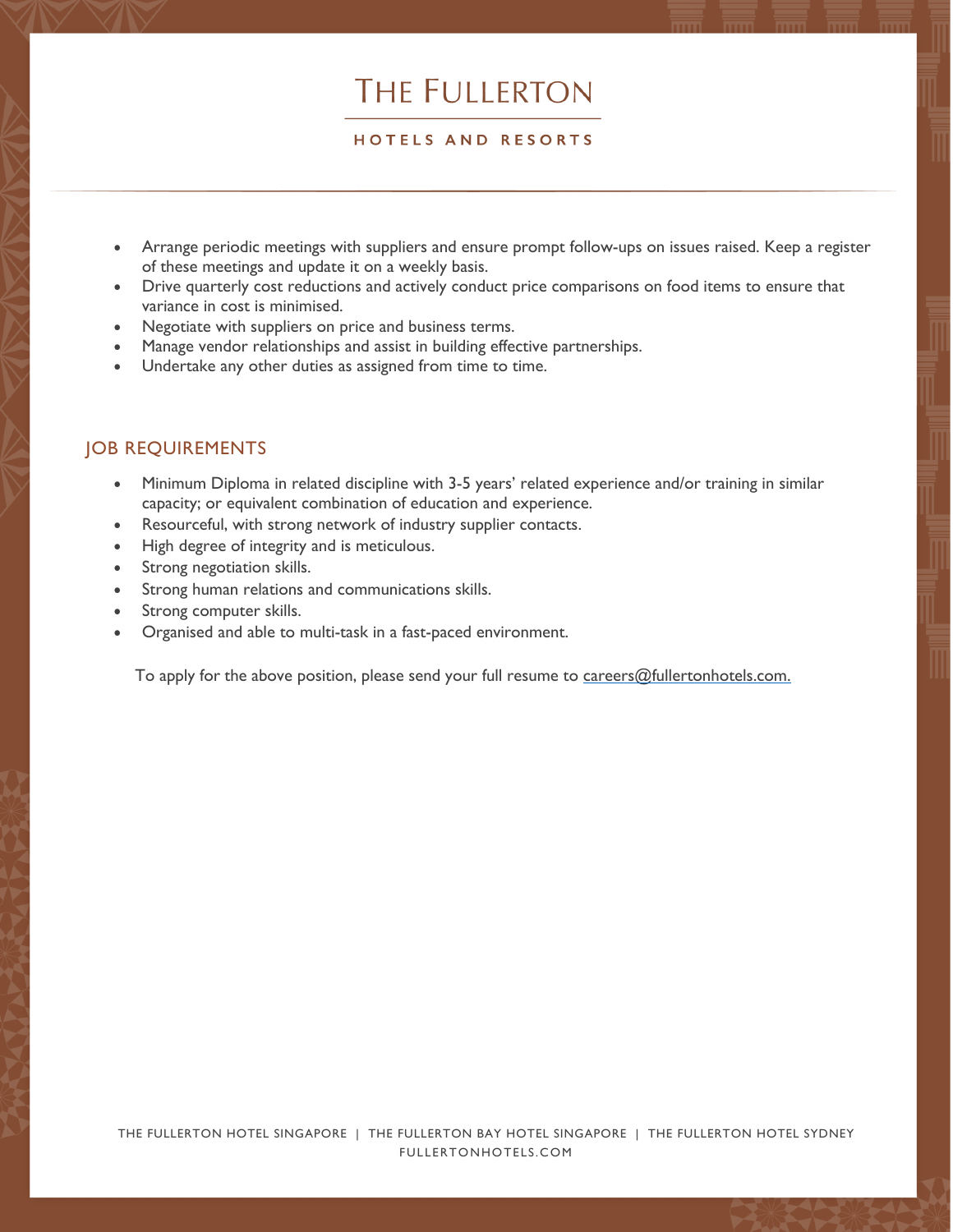- Arrange periodic meetings with suppliers and ensure prompt follow-ups on issues raised. Keep a register of these meetings and update it on a weekly basis.
- Drive quarterly cost reductions and actively conduct price comparisons on food items to ensure that variance in cost is minimised.
- Negotiate with suppliers on price and business terms.
- Manage vendor relationships and assist in building effective partnerships.
- Undertake any other duties as assigned from time to time.

## JOB REQUIREMENTS

- Minimum Diploma in related discipline with 3-5 years' related experience and/or training in similar capacity; or equivalent combination of education and experience.
- Resourceful, with strong network of industry supplier contacts.
- High degree of integrity and is meticulous.
- Strong negotiation skills.
- Strong human relations and communications skills.
- Strong computer skills.
- Organised and able to multi-task in a fast-paced environment.

To apply for the above position, please send your full resume to careers@fullertonhotels.com.